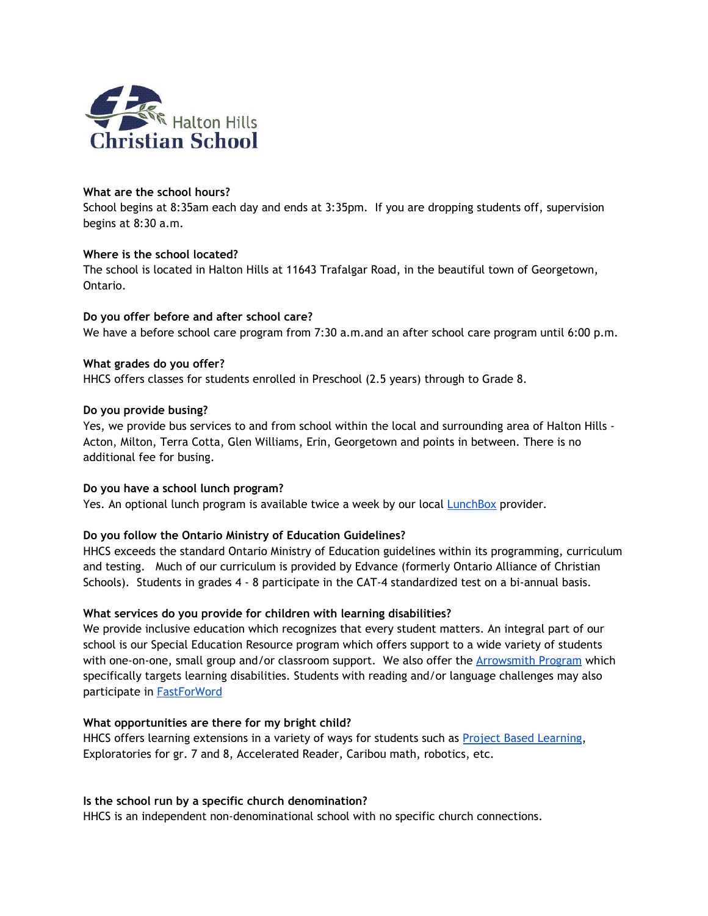Halton Hills Christian School

**What are the school hours?**
School begins at 8:35am each day and ends at 3:35pm. If you are dropping students off, supervision begins at 8:30 a.m.

**Where is the school located?**
The school is located in Halton Hills at 11643 Trafalgar Road, in the beautiful town of Georgetown, Ontario.

**Do you offer before and after school care?**
We have a before school care program from 7:30 a.m.and an after school care program until 6:00 p.m.

**What grades do you offer?**
HHCS offers classes for students enrolled in Preschool (2.5 years) through to Grade 8.

**Do you provide busing?**
Yes, we provide bus services to and from school within the local and surrounding area of Halton Hills - Acton, Milton, Terra Cotta, Glen Williams, Erin, Georgetown and points in between. There is no additional fee for busing.

**Do you have a school lunch program?**
Yes. An optional lunch program is available twice a week by our local LunchBox provider.

**Do you follow the Ontario Ministry of Education Guidelines?**
HHCS exceeds the standard Ontario Ministry of Education guidelines within its programming, curriculum and testing. Much of our curriculum is provided by Edvance (formerly Ontario Alliance of Christian Schools). Students in grades 4 - 8 participate in the CAT-4 standardized test on a bi-annual basis.

**What services do you provide for children with learning disabilities?**
We provide inclusive education which recognizes that every student matters. An integral part of our school is our Special Education Resource program which offers support to a wide variety of students with one-on-one, small group and/or classroom support. We also offer the Arrowsmith Program which specifically targets learning disabilities. Students with reading and/or language challenges may also participate in FastForWord

**What opportunities are there for my bright child?**
HHCS offers learning extensions in a variety of ways for students such as Project Based Learning, Exploratories for gr. 7 and 8, Accelerated Reader, Caribou math, robotics, etc.

**Is the school run by a specific church denomination?**
HHCS is an independent non-denominational school with no specific church connections.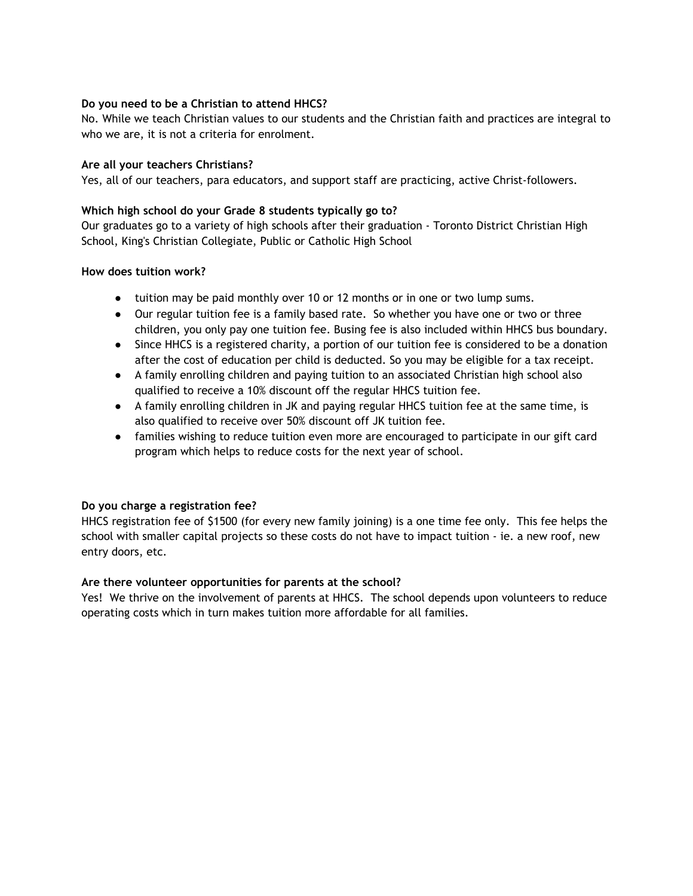**Do you need to be a Christian to attend HHCS?**
No. While we teach Christian values to our students and the Christian faith and practices are integral to who we are, it is not a criteria for enrolment.

**Are all your teachers Christians?**
Yes, all of our teachers, para educators, and support staff are practicing, active Christ-followers.

**Which high school do your Grade 8 students typically go to?**
Our graduates go to a variety of high schools after their graduation - Toronto District Christian High School, King's Christian Collegiate, Public or Catholic High School

**How does tuition work?**

- tuition may be paid monthly over 10 or 12 months or in one or two lump sums.
- Our regular tuition fee is a family based rate. So whether you have one or two or three children, you only pay one tuition fee. Busing fee is also included within HHCS bus boundary.
- Since HHCS is a registered charity, a portion of our tuition fee is considered to be a donation after the cost of education per child is deducted. So you may be eligible for a tax receipt.
- A family enrolling children and paying tuition to an associated Christian high school also qualified to receive a 10% discount off the regular HHCS tuition fee.
- A family enrolling children in JK and paying regular HHCS tuition fee at the same time, is also qualified to receive over 50% discount off JK tuition fee.
- families wishing to reduce tuition even more are encouraged to participate in our gift card program which helps to reduce costs for the next year of school.

**Do you charge a registration fee?**
HHCS registration fee of $1500 (for every new family joining) is a one time fee only. This fee helps the school with smaller capital projects so these costs do not have to impact tuition - ie. a new roof, new entry doors, etc.

**Are there volunteer opportunities for parents at the school?**
Yes! We thrive on the involvement of parents at HHCS. The school depends upon volunteers to reduce operating costs which in turn makes tuition more affordable for all families.